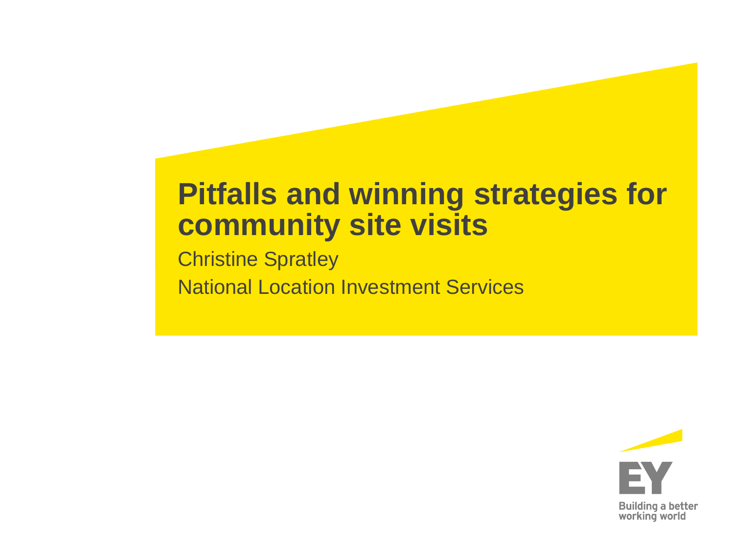# Pitfalls and winning strategies for community site visits

Christine Spratley

National Location Investment Services

EY

Building a better working world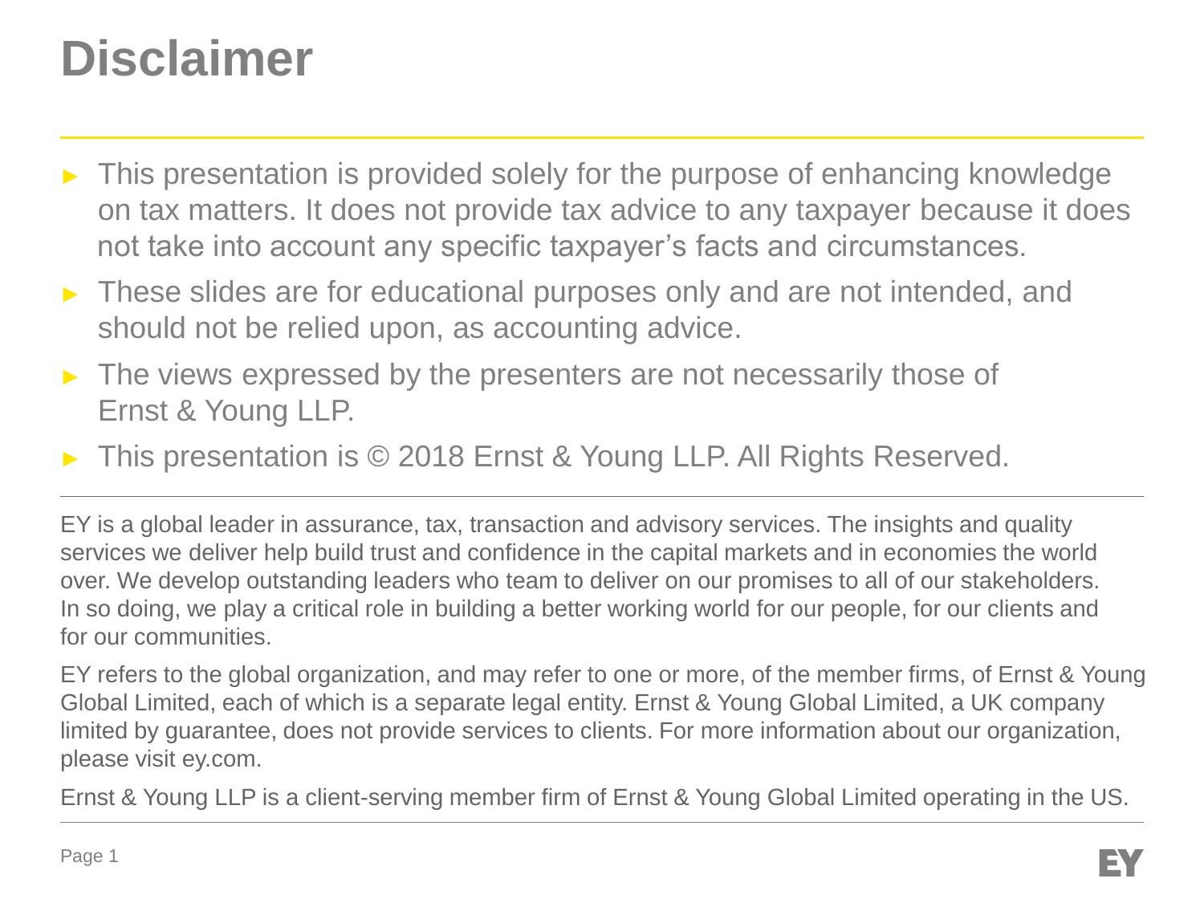# Disclaimer

- This presentation is provided solely for the purpose of enhancing knowledge on tax matters. It does not provide tax advice to any taxpayer because it does not take into account any specific taxpayer's facts and circumstances.
- These slides are for educational purposes only and are not intended, and should not be relied upon, as accounting advice.
- The views expressed by the presenters are not necessarily those of Ernst & Young LLP.
- This presentation is © 2018 Ernst & Young LLP. All Rights Reserved.

EY is a global leader in assurance, tax, transaction and advisory services. The insights and quality services we deliver help build trust and confidence in the capital markets and in economies the world over. We develop outstanding leaders who team to deliver on our promises to all of our stakeholders. In so doing, we play a critical role in building a better working world for our people, for our clients and for our communities.

EY refers to the global organization, and may refer to one or more, of the member firms, of Ernst & Young Global Limited, each of which is a separate legal entity. Ernst & Young Global Limited, a UK company limited by guarantee, does not provide services to clients. For more information about our organization, please visit ey.com.

Ernst & Young LLP is a client-serving member firm of Ernst & Young Global Limited operating in the US.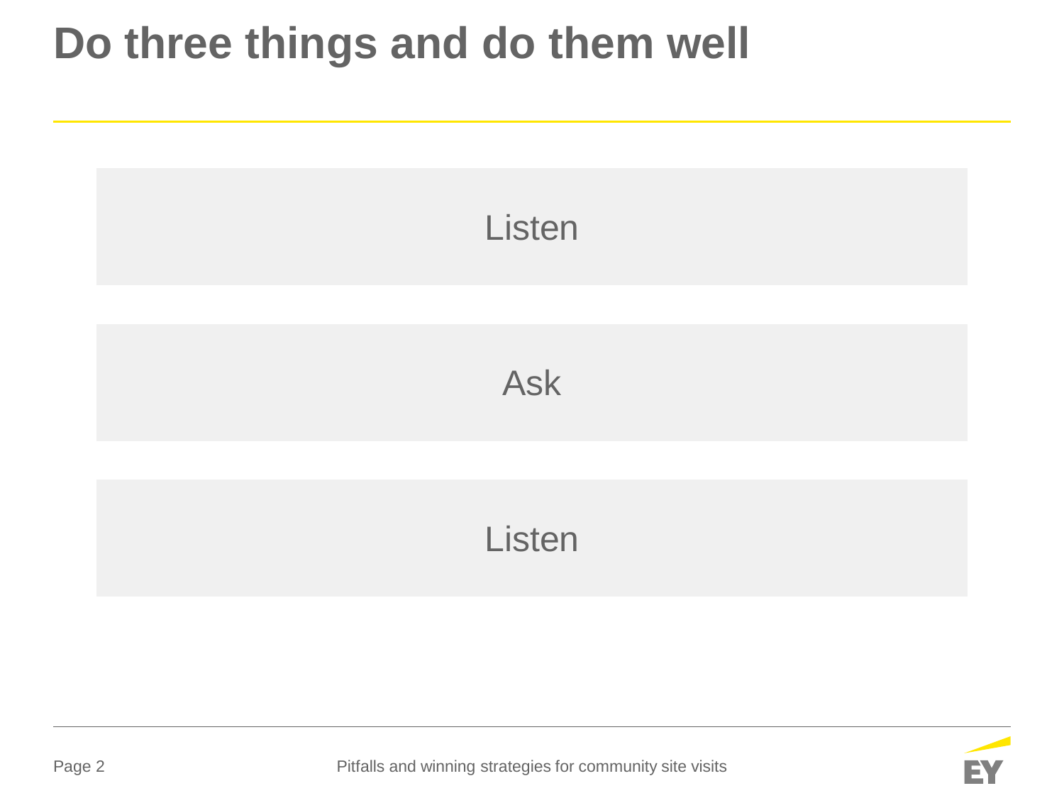# Do three things and do them well

Listen

Ask

Listen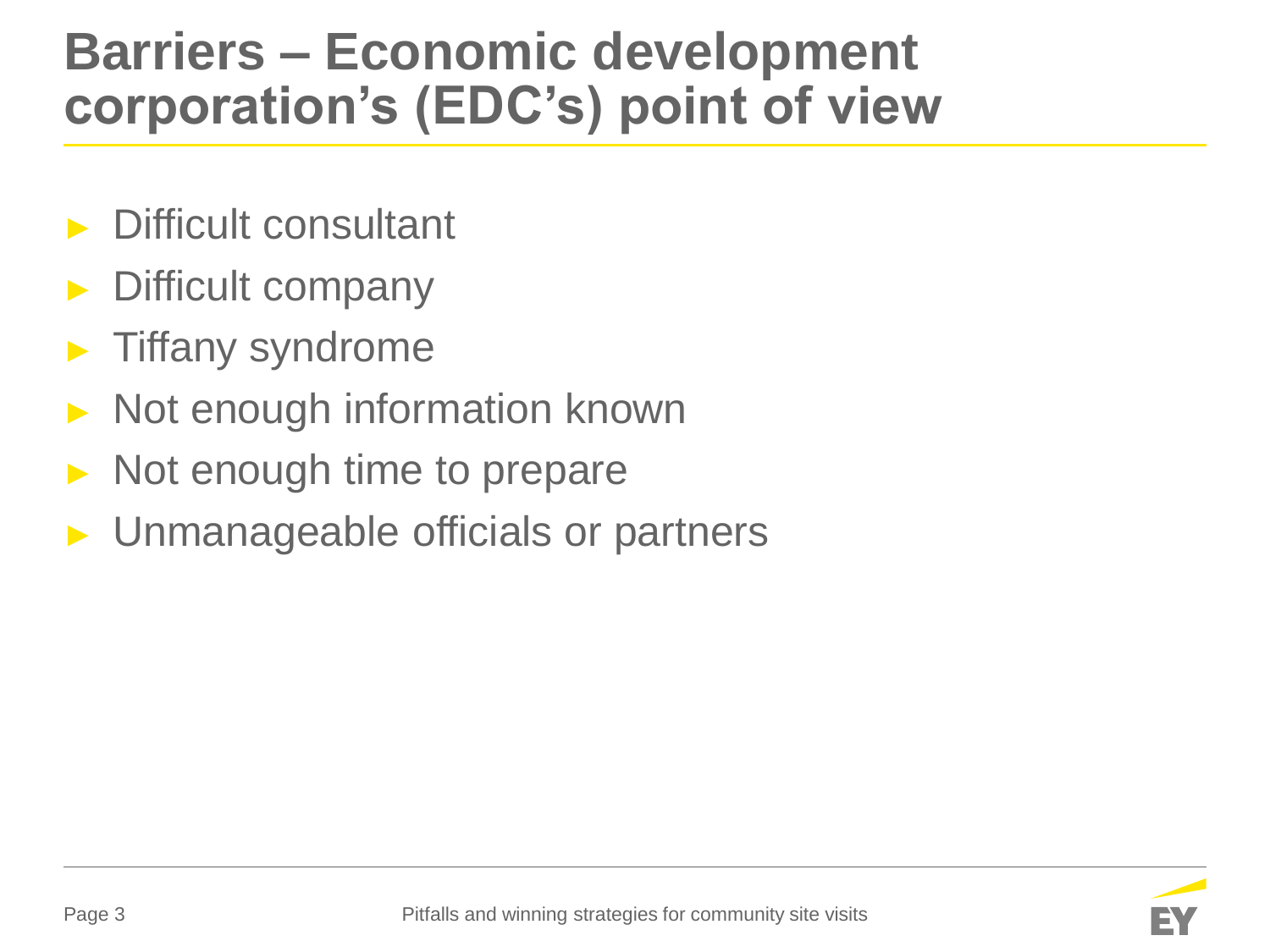# Barriers – Economic development corporation's (EDC's) point of view

- Difficult consultant
- Difficult company
- Tiffany syndrome
- Not enough information known
- Not enough time to prepare
- Unmanageable officials or partners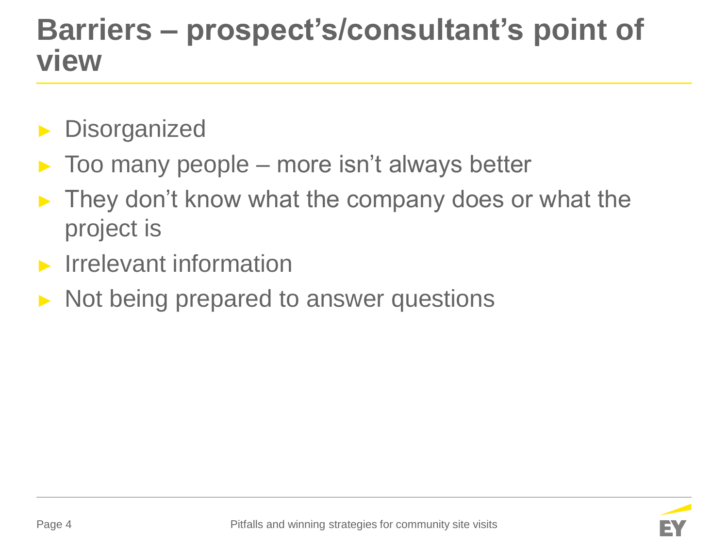# Barriers – prospect's/consultant's point of view

- Disorganized
- Too many people – more isn't always better
- They don't know what the company does or what the project is
- Irrelevant information
- Not being prepared to answer questions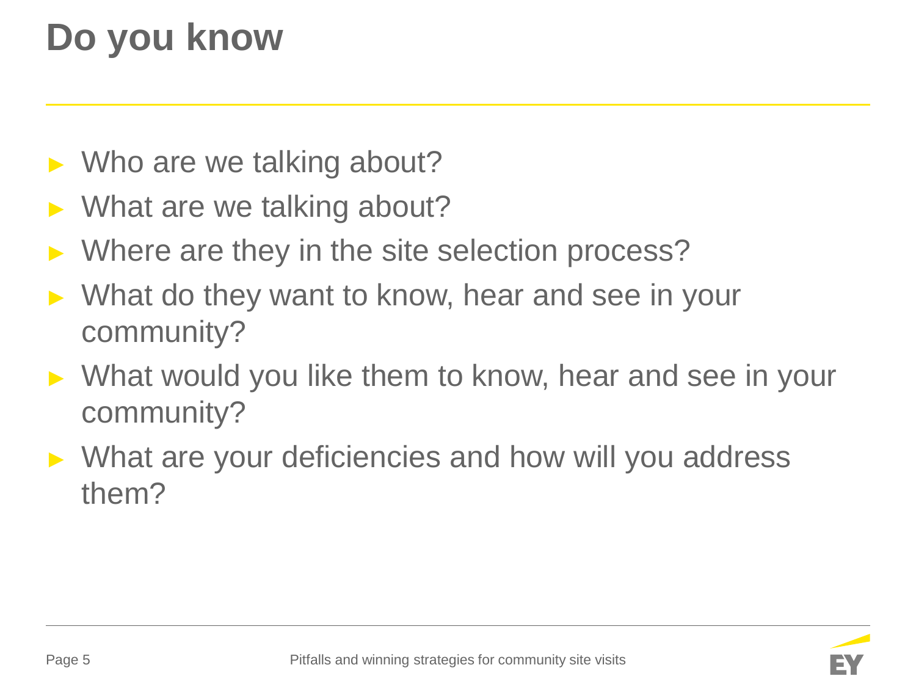# Do you know

- Who are we talking about?
- What are we talking about?
- Where are they in the site selection process?
- What do they want to know, hear and see in your community?
- What would you like them to know, hear and see in your community?
- What are your deficiencies and how will you address them?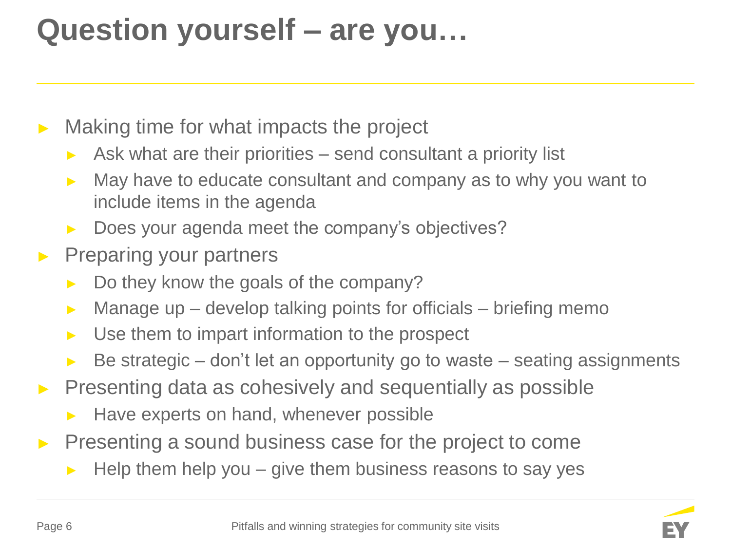# Question yourself – are you…

- Making time for what impacts the project
  - Ask what are their priorities – send consultant a priority list
  - May have to educate consultant and company as to why you want to include items in the agenda
  - Does your agenda meet the company's objectives?
- Preparing your partners
  - Do they know the goals of the company?
  - Manage up – develop talking points for officials – briefing memo
  - Use them to impart information to the prospect
  - Be strategic – don't let an opportunity go to waste – seating assignments
- Presenting data as cohesively and sequentially as possible
  - Have experts on hand, whenever possible
- Presenting a sound business case for the project to come
  - Help them help you – give them business reasons to say yes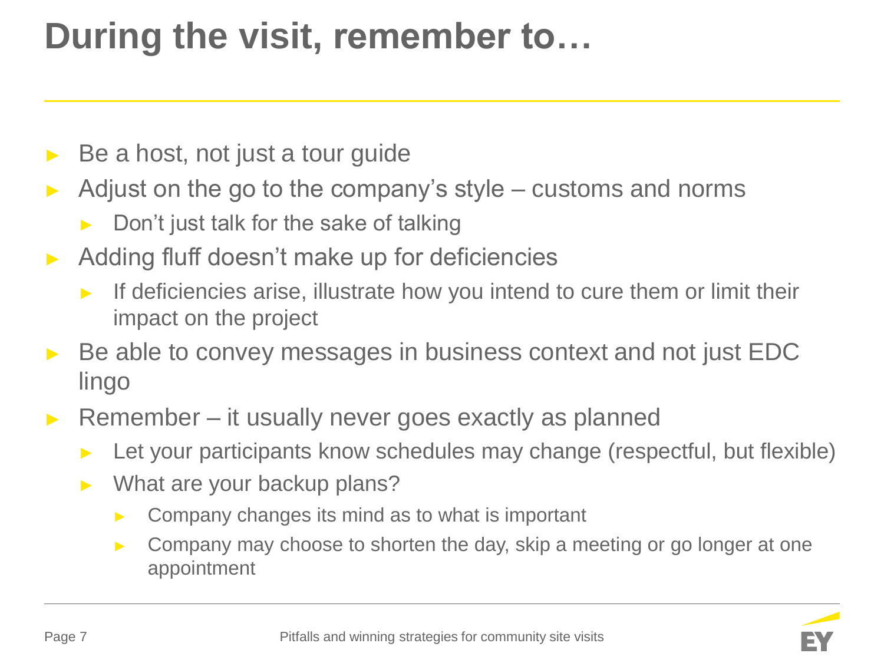# During the visit, remember to…

- Be a host, not just a tour guide
- Adjust on the go to the company's style – customs and norms
  - Don't just talk for the sake of talking
- Adding fluff doesn't make up for deficiencies
  - If deficiencies arise, illustrate how you intend to cure them or limit their impact on the project
- Be able to convey messages in business context and not just EDC lingo
- Remember – it usually never goes exactly as planned
  - Let your participants know schedules may change (respectful, but flexible)
  - What are your backup plans?
    - Company changes its mind as to what is important
    - Company may choose to shorten the day, skip a meeting or go longer at one appointment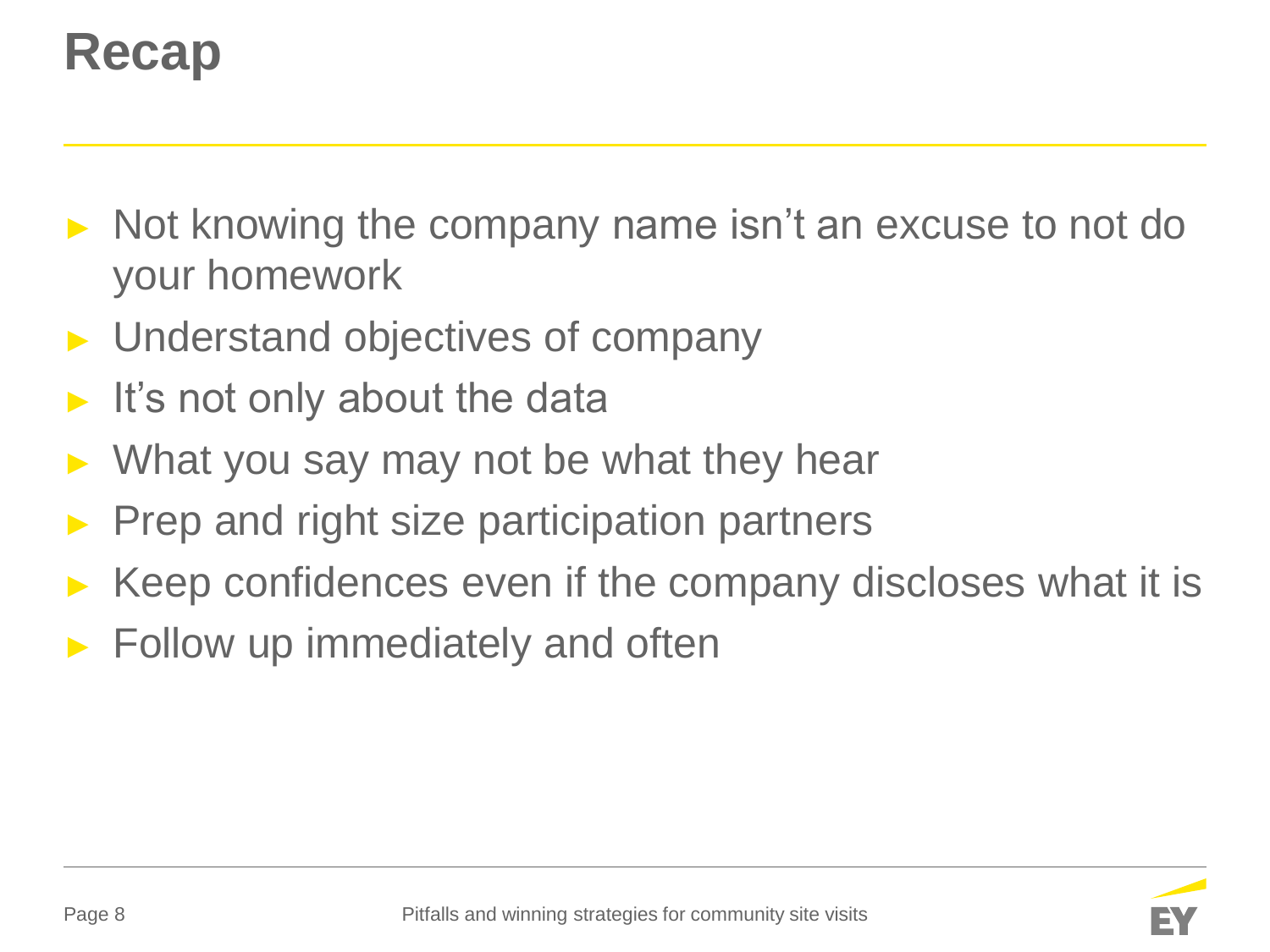# Recap

- Not knowing the company name isn't an excuse to not do your homework
- Understand objectives of company
- It's not only about the data
- What you say may not be what they hear
- Prep and right size participation partners
- Keep confidences even if the company discloses what it is
- Follow up immediately and often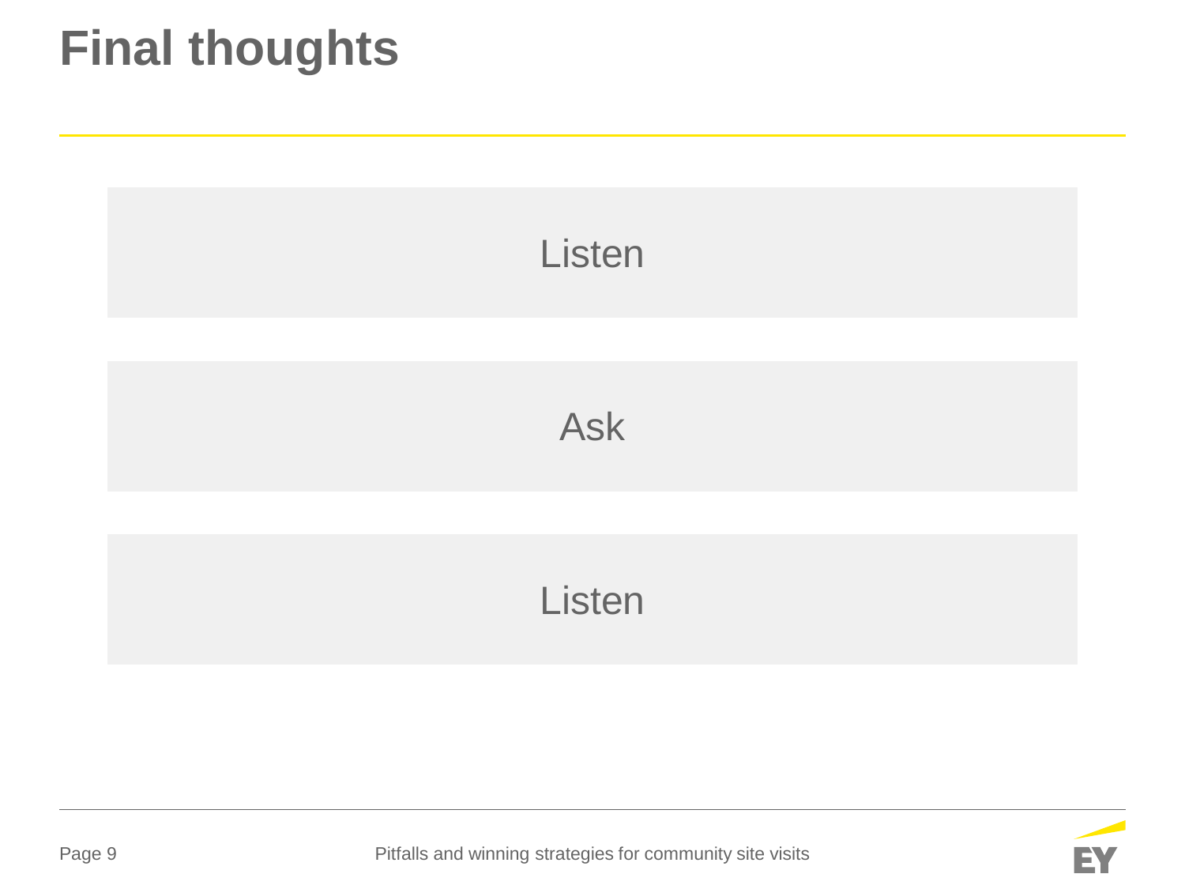# Final thoughts

Listen

Ask

Listen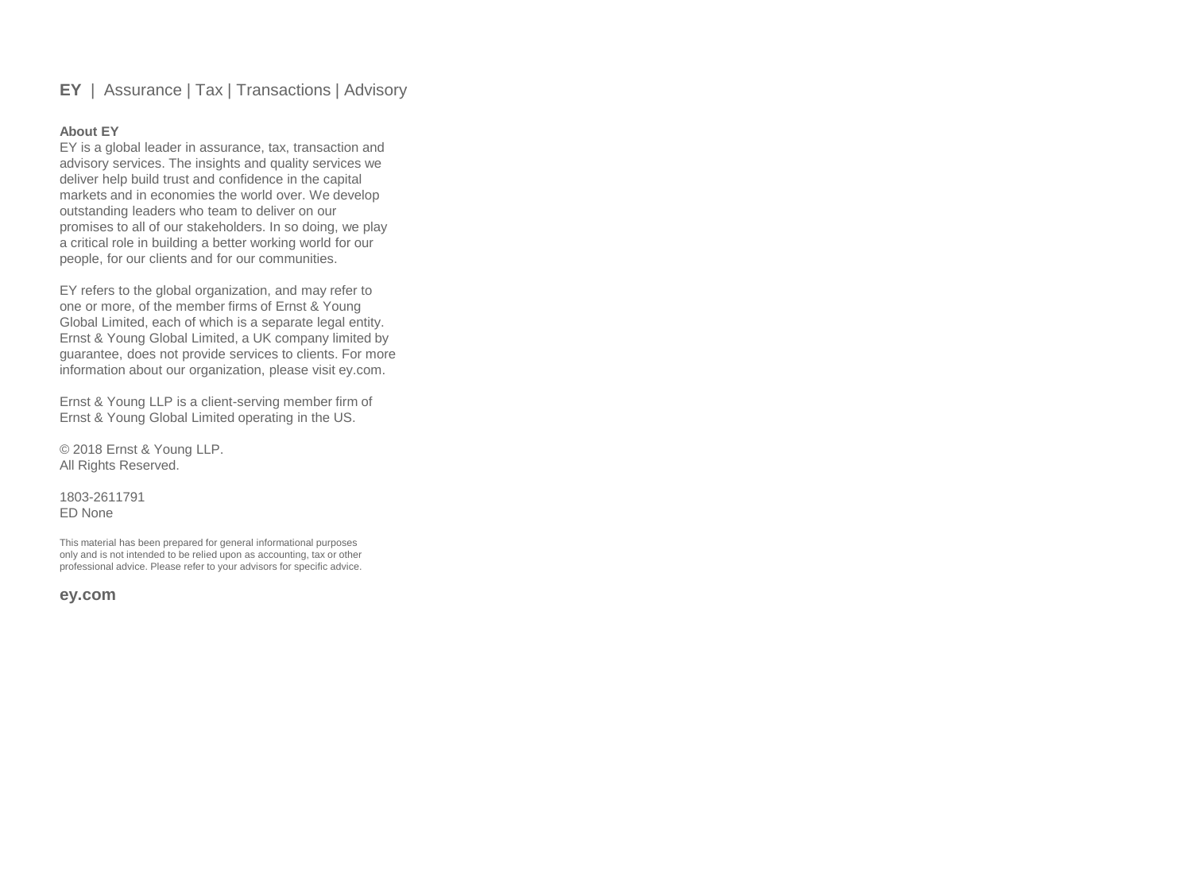**EY** | Assurance | Tax | Transactions | Advisory

**About EY**
EY is a global leader in assurance, tax, transaction and advisory services. The insights and quality services we deliver help build trust and confidence in the capital markets and in economies the world over. We develop outstanding leaders who team to deliver on our promises to all of our stakeholders. In so doing, we play a critical role in building a better working world for our people, for our clients and for our communities.

EY refers to the global organization, and may refer to one or more, of the member firms of Ernst & Young Global Limited, each of which is a separate legal entity. Ernst & Young Global Limited, a UK company limited by guarantee, does not provide services to clients. For more information about our organization, please visit ey.com.

Ernst & Young LLP is a client-serving member firm of Ernst & Young Global Limited operating in the US.

© 2018 Ernst & Young LLP.
All Rights Reserved.

1803-2611791
ED None

This material has been prepared for general informational purposes only and is not intended to be relied upon as accounting, tax or other professional advice. Please refer to your advisors for specific advice.

**ey.com**